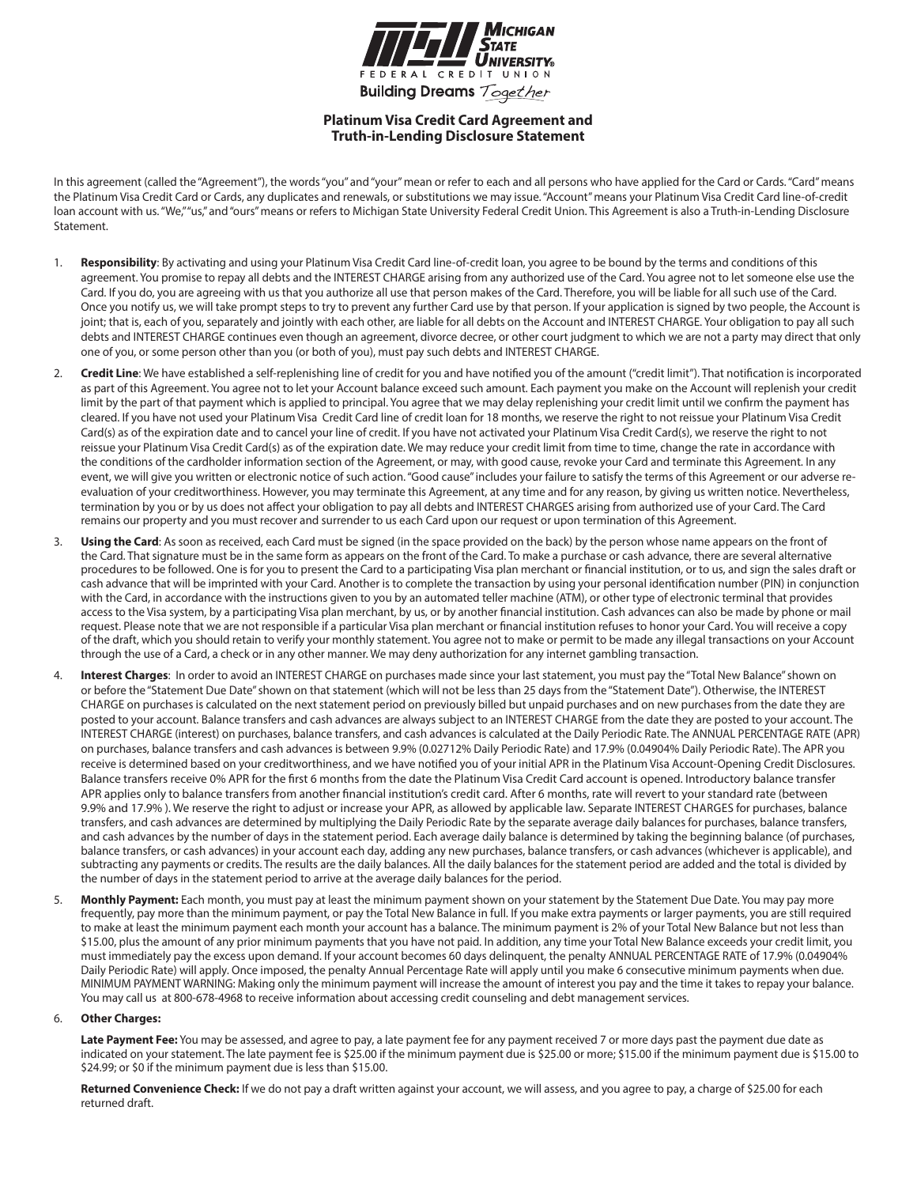Michigan State University Federal Credit Union

Building Dreams Together

## Platinum Visa Credit Card Agreement and Truth-in-Lending Disclosure Statement

In this agreement (called the "Agreement"), the words "you" and "your" mean or refer to each and all persons who have applied for the Card or Cards. "Card" means the Platinum Visa Credit Card or Cards, any duplicates and renewals, or substitutions we may issue. "Account" means your Platinum Visa Credit Card line-of-credit loan account with us. "We," "us," and "ours" means or refers to Michigan State University Federal Credit Union. This Agreement is also a Truth-in-Lending Disclosure Statement.

1. **Responsibility**: By activating and using your Platinum Visa Credit Card line-of-credit loan, you agree to be bound by the terms and conditions of this agreement. You promise to repay all debts and the INTEREST CHARGE arising from any authorized use of the Card. You agree not to let someone else use the Card. If you do, you are agreeing with us that you authorize all use that person makes of the Card. Therefore, you will be liable for all such use of the Card. Once you notify us, we will take prompt steps to try to prevent any further Card use by that person. If your application is signed by two people, the Account is joint; that is, each of you, separately and jointly with each other, are liable for all debts on the Account and INTEREST CHARGE. Your obligation to pay all such debts and INTEREST CHARGE continues even though an agreement, divorce decree, or other court judgment to which we are not a party may direct that only one of you, or some person other than you (or both of you), must pay such debts and INTEREST CHARGE.

2. **Credit Line**: We have established a self-replenishing line of credit for you and have notified you of the amount ("credit limit"). That notification is incorporated as part of this Agreement. You agree not to let your Account balance exceed such amount. Each payment you make on the Account will replenish your credit limit by the part of that payment which is applied to principal. You agree that we may delay replenishing your credit limit until we confirm the payment has cleared. If you have not used your Platinum Visa Credit Card line of credit loan for 18 months, we reserve the right to not reissue your Platinum Visa Credit Card(s) as of the expiration date and to cancel your line of credit. If you have not activated your Platinum Visa Credit Card(s), we reserve the right to not reissue your Platinum Visa Credit Card(s) as of the expiration date. We may reduce your credit limit from time to time, change the rate in accordance with the conditions of the cardholder information section of the Agreement, or may, with good cause, revoke your Card and terminate this Agreement. In any event, we will give you written or electronic notice of such action. "Good cause" includes your failure to satisfy the terms of this Agreement or our adverse re-evaluation of your creditworthiness. However, you may terminate this Agreement, at any time and for any reason, by giving us written notice. Nevertheless, termination by you or by us does not affect your obligation to pay all debts and INTEREST CHARGES arising from authorized use of your Card. The Card remains our property and you must recover and surrender to us each Card upon our request or upon termination of this Agreement.

3. **Using the Card**: As soon as received, each Card must be signed (in the space provided on the back) by the person whose name appears on the front of the Card. That signature must be in the same form as appears on the front of the Card. To make a purchase or cash advance, there are several alternative procedures to be followed. One is for you to present the Card to a participating Visa plan merchant or financial institution, or to us, and sign the sales draft or cash advance that will be imprinted with your Card. Another is to complete the transaction by using your personal identification number (PIN) in conjunction with the Card, in accordance with the instructions given to you by an automated teller machine (ATM), or other type of electronic terminal that provides access to the Visa system, by a participating Visa plan merchant, by us, or by another financial institution. Cash advances can also be made by phone or mail request. Please note that we are not responsible if a particular Visa plan merchant or financial institution refuses to honor your Card. You will receive a copy of the draft, which you should retain to verify your monthly statement. You agree not to make or permit to be made any illegal transactions on your Account through the use of a Card, a check or in any other manner. We may deny authorization for any internet gambling transaction.

4. **Interest Charges**: In order to avoid an INTEREST CHARGE on purchases made since your last statement, you must pay the "Total New Balance" shown on or before the "Statement Due Date" shown on that statement (which will not be less than 25 days from the "Statement Date"). Otherwise, the INTEREST CHARGE on purchases is calculated on the next statement period on previously billed but unpaid purchases and on new purchases from the date they are posted to your account. Balance transfers and cash advances are always subject to an INTEREST CHARGE from the date they are posted to your account. The INTEREST CHARGE (interest) on purchases, balance transfers, and cash advances is calculated at the Daily Periodic Rate. The ANNUAL PERCENTAGE RATE (APR) on purchases, balance transfers and cash advances is between 9.9% (0.02712% Daily Periodic Rate) and 17.9% (0.04904% Daily Periodic Rate). The APR you receive is determined based on your creditworthiness, and we have notified you of your initial APR in the Platinum Visa Account-Opening Credit Disclosures. Balance transfers receive 0% APR for the first 6 months from the date the Platinum Visa Credit Card account is opened. Introductory balance transfer APR applies only to balance transfers from another financial institution's credit card. After 6 months, rate will revert to your standard rate (between 9.9% and 17.9% ). We reserve the right to adjust or increase your APR, as allowed by applicable law. Separate INTEREST CHARGES for purchases, balance transfers, and cash advances are determined by multiplying the Daily Periodic Rate by the separate average daily balances for purchases, balance transfers, and cash advances by the number of days in the statement period. Each average daily balance is determined by taking the beginning balance (of purchases, balance transfers, or cash advances) in your account each day, adding any new purchases, balance transfers, or cash advances (whichever is applicable), and subtracting any payments or credits. The results are the daily balances. All the daily balances for the statement period are added and the total is divided by the number of days in the statement period to arrive at the average daily balances for the period.

5. **Monthly Payment:** Each month, you must pay at least the minimum payment shown on your statement by the Statement Due Date. You may pay more frequently, pay more than the minimum payment, or pay the Total New Balance in full. If you make extra payments or larger payments, you are still required to make at least the minimum payment each month your account has a balance. The minimum payment is 2% of your Total New Balance but not less than $15.00, plus the amount of any prior minimum payments that you have not paid. In addition, any time your Total New Balance exceeds your credit limit, you must immediately pay the excess upon demand. If your account becomes 60 days delinquent, the penalty ANNUAL PERCENTAGE RATE of 17.9% (0.04904% Daily Periodic Rate) will apply. Once imposed, the penalty Annual Percentage Rate will apply until you make 6 consecutive minimum payments when due. MINIMUM PAYMENT WARNING: Making only the minimum payment will increase the amount of interest you pay and the time it takes to repay your balance. You may call us at 800-678-4968 to receive information about accessing credit counseling and debt management services.

6. **Other Charges:**

   **Late Payment Fee:** You may be assessed, and agree to pay, a late payment fee for any payment received 7 or more days past the payment due date as indicated on your statement. The late payment fee is $25.00 if the minimum payment due is $25.00 or more; $15.00 if the minimum payment due is $15.00 to $24.99; or $0 if the minimum payment due is less than $15.00.

   **Returned Convenience Check:** If we do not pay a draft written against your account, we will assess, and you agree to pay, a charge of $25.00 for each returned draft.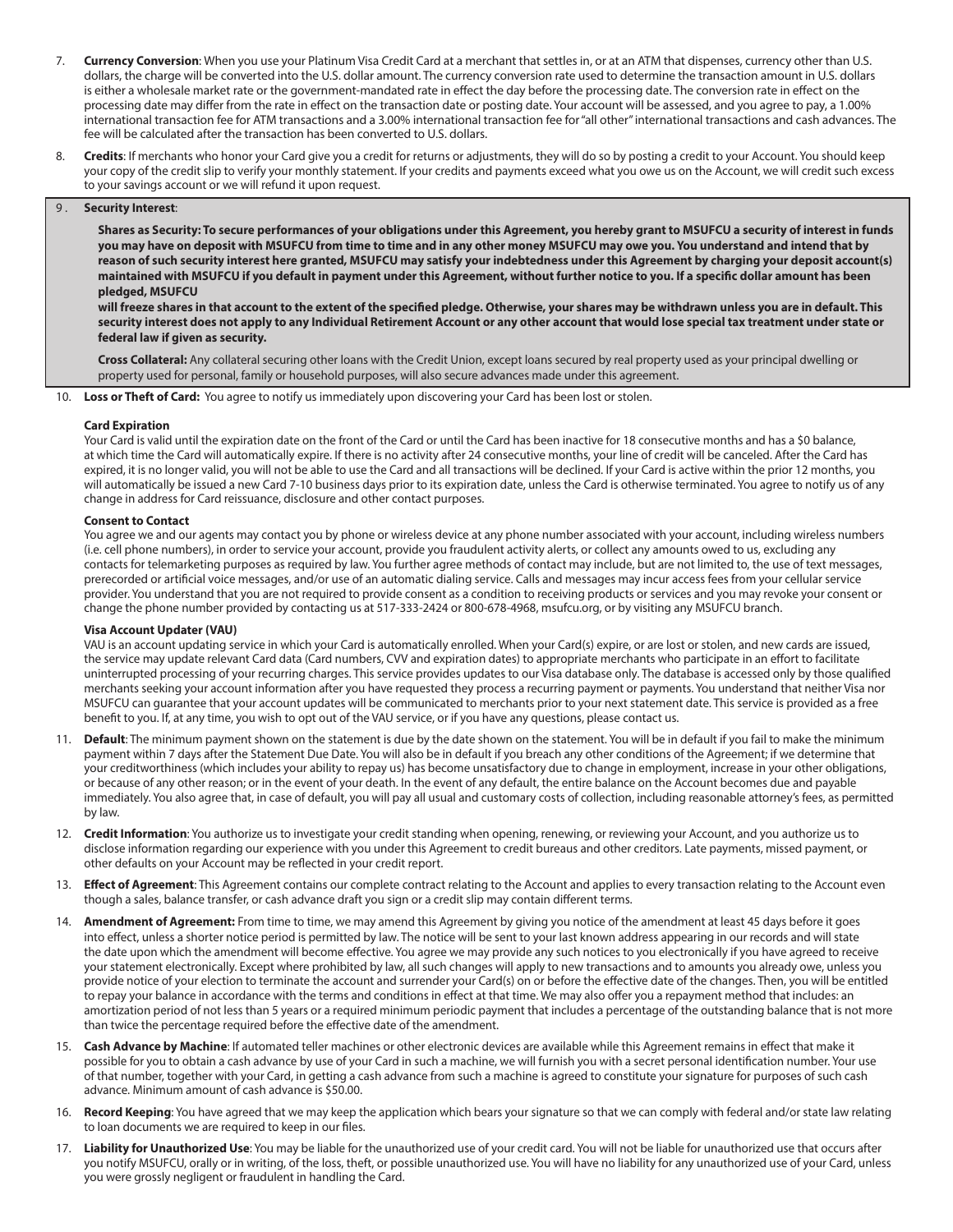7. **Currency Conversion**: When you use your Platinum Visa Credit Card at a merchant that settles in, or at an ATM that dispenses, currency other than U.S. dollars, the charge will be converted into the U.S. dollar amount. The currency conversion rate used to determine the transaction amount in U.S. dollars is either a wholesale market rate or the government-mandated rate in effect the day before the processing date. The conversion rate in effect on the processing date may differ from the rate in effect on the transaction date or posting date. Your account will be assessed, and you agree to pay, a 1.00% international transaction fee for ATM transactions and a 3.00% international transaction fee for "all other" international transactions and cash advances. The fee will be calculated after the transaction has been converted to U.S. dollars.

8. **Credits**: If merchants who honor your Card give you a credit for returns or adjustments, they will do so by posting a credit to your Account. You should keep your copy of the credit slip to verify your monthly statement. If your credits and payments exceed what you owe us on the Account, we will credit such excess to your savings account or we will refund it upon request.

9. **Security Interest**:

   **Shares as Security: To secure performances of your obligations under this Agreement, you hereby grant to MSUFCU a security of interest in funds you may have on deposit with MSUFCU from time to time and in any other money MSUFCU may owe you. You understand and intend that by reason of such security interest here granted, MSUFCU may satisfy your indebtedness under this Agreement by charging your deposit account(s) maintained with MSUFCU if you default in payment under this Agreement, without further notice to you. If a specific dollar amount has been pledged, MSUFCU will freeze shares in that account to the extent of the specified pledge. Otherwise, your shares may be withdrawn unless you are in default. This security interest does not apply to any Individual Retirement Account or any other account that would lose special tax treatment under state or federal law if given as security.**

   **Cross Collateral:** Any collateral securing other loans with the Credit Union, except loans secured by real property used as your principal dwelling or property used for personal, family or household purposes, will also secure advances made under this agreement.

10. **Loss or Theft of Card:** You agree to notify us immediately upon discovering your Card has been lost or stolen.

    **Card Expiration**
    Your Card is valid until the expiration date on the front of the Card or until the Card has been inactive for 18 consecutive months and has a $0 balance, at which time the Card will automatically expire. If there is no activity after 24 consecutive months, your line of credit will be canceled. After the Card has expired, it is no longer valid, you will not be able to use the Card and all transactions will be declined. If your Card is active within the prior 12 months, you will automatically be issued a new Card 7-10 business days prior to its expiration date, unless the Card is otherwise terminated. You agree to notify us of any change in address for Card reissuance, disclosure and other contact purposes.

    **Consent to Contact**
    You agree we and our agents may contact you by phone or wireless device at any phone number associated with your account, including wireless numbers (i.e. cell phone numbers), in order to service your account, provide you fraudulent activity alerts, or collect any amounts owed to us, excluding any contacts for telemarketing purposes as required by law. You further agree methods of contact may include, but are not limited to, the use of text messages, prerecorded or artificial voice messages, and/or use of an automatic dialing service. Calls and messages may incur access fees from your cellular service provider. You understand that you are not required to provide consent as a condition to receiving products or services and you may revoke your consent or change the phone number provided by contacting us at 517-333-2424 or 800-678-4968, msufcu.org, or by visiting any MSUFCU branch.

    **Visa Account Updater (VAU)**
    VAU is an account updating service in which your Card is automatically enrolled. When your Card(s) expire, or are lost or stolen, and new cards are issued, the service may update relevant Card data (Card numbers, CVV and expiration dates) to appropriate merchants who participate in an effort to facilitate uninterrupted processing of your recurring charges. This service provides updates to our Visa database only. The database is accessed only by those qualified merchants seeking your account information after you have requested they process a recurring payment or payments. You understand that neither Visa nor MSUFCU can guarantee that your account updates will be communicated to merchants prior to your next statement date. This service is provided as a free benefit to you. If, at any time, you wish to opt out of the VAU service, or if you have any questions, please contact us.

11. **Default**: The minimum payment shown on the statement is due by the date shown on the statement. You will be in default if you fail to make the minimum payment within 7 days after the Statement Due Date. You will also be in default if you breach any other conditions of the Agreement; if we determine that your creditworthiness (which includes your ability to repay us) has become unsatisfactory due to change in employment, increase in your other obligations, or because of any other reason; or in the event of your death. In the event of any default, the entire balance on the Account becomes due and payable immediately. You also agree that, in case of default, you will pay all usual and customary costs of collection, including reasonable attorney's fees, as permitted by law.

12. **Credit Information**: You authorize us to investigate your credit standing when opening, renewing, or reviewing your Account, and you authorize us to disclose information regarding our experience with you under this Agreement to credit bureaus and other creditors. Late payments, missed payment, or other defaults on your Account may be reflected in your credit report.

13. **Effect of Agreement**: This Agreement contains our complete contract relating to the Account and applies to every transaction relating to the Account even though a sales, balance transfer, or cash advance draft you sign or a credit slip may contain different terms.

14. **Amendment of Agreement:** From time to time, we may amend this Agreement by giving you notice of the amendment at least 45 days before it goes into effect, unless a shorter notice period is permitted by law. The notice will be sent to your last known address appearing in our records and will state the date upon which the amendment will become effective. You agree we may provide any such notices to you electronically if you have agreed to receive your statement electronically. Except where prohibited by law, all such changes will apply to new transactions and to amounts you already owe, unless you provide notice of your election to terminate the account and surrender your Card(s) on or before the effective date of the changes. Then, you will be entitled to repay your balance in accordance with the terms and conditions in effect at that time. We may also offer you a repayment method that includes: an amortization period of not less than 5 years or a required minimum periodic payment that includes a percentage of the outstanding balance that is not more than twice the percentage required before the effective date of the amendment.

15. **Cash Advance by Machine**: If automated teller machines or other electronic devices are available while this Agreement remains in effect that make it possible for you to obtain a cash advance by use of your Card in such a machine, we will furnish you with a secret personal identification number. Your use of that number, together with your Card, in getting a cash advance from such a machine is agreed to constitute your signature for purposes of such cash advance. Minimum amount of cash advance is $50.00.

16. **Record Keeping**: You have agreed that we may keep the application which bears your signature so that we can comply with federal and/or state law relating to loan documents we are required to keep in our files.

17. **Liability for Unauthorized Use**: You may be liable for the unauthorized use of your credit card. You will not be liable for unauthorized use that occurs after you notify MSUFCU, orally or in writing, of the loss, theft, or possible unauthorized use. You will have no liability for any unauthorized use of your Card, unless you were grossly negligent or fraudulent in handling the Card.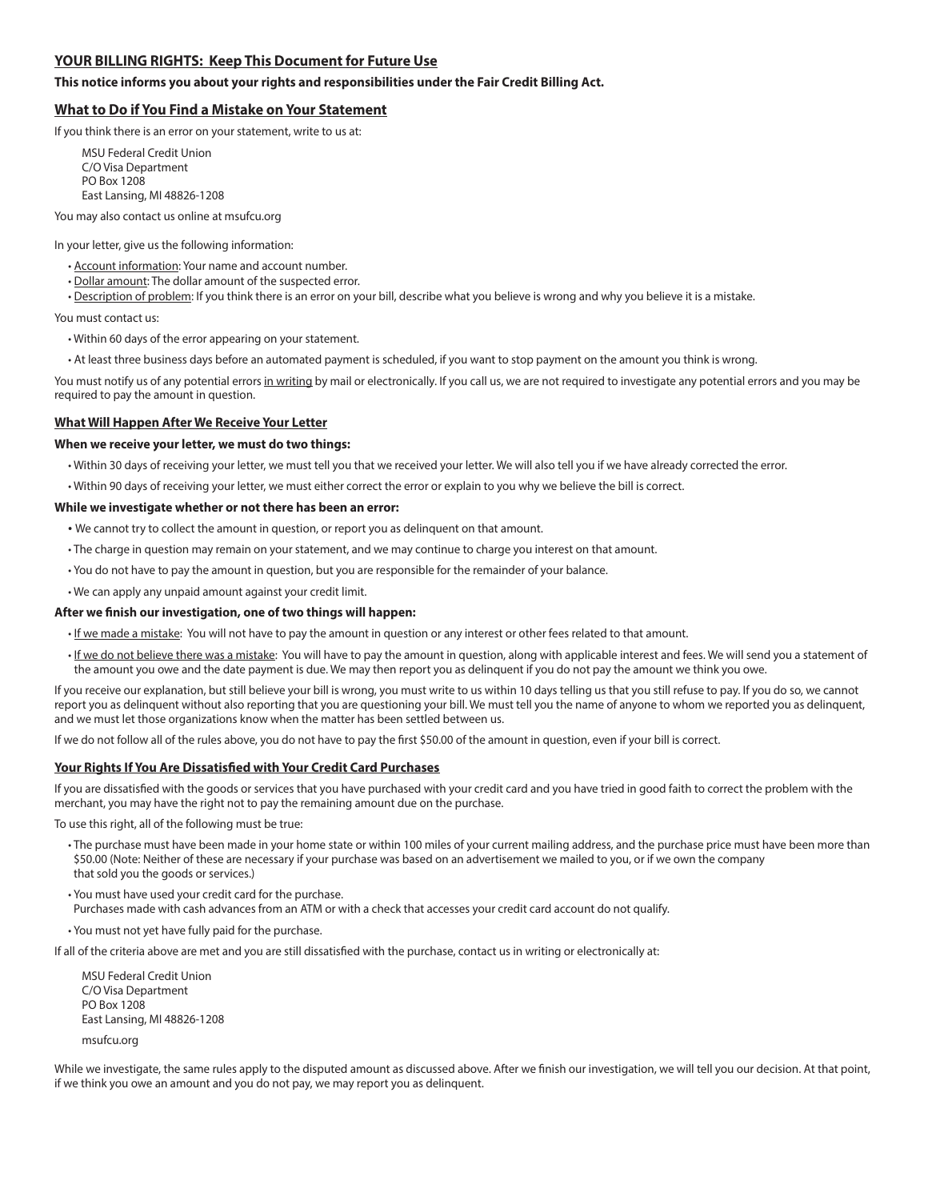## YOUR BILLING RIGHTS: Keep This Document for Future Use

**This notice informs you about your rights and responsibilities under the Fair Credit Billing Act.**

## What to Do if You Find a Mistake on Your Statement

If you think there is an error on your statement, write to us at:

MSU Federal Credit Union
C/O Visa Department
PO Box 1208
East Lansing, MI 48826-1208

You may also contact us online at msufcu.org

In your letter, give us the following information:

- Account information: Your name and account number.
- Dollar amount: The dollar amount of the suspected error.
- Description of problem: If you think there is an error on your bill, describe what you believe is wrong and why you believe it is a mistake.

You must contact us:

- Within 60 days of the error appearing on your statement.
- At least three business days before an automated payment is scheduled, if you want to stop payment on the amount you think is wrong.

You must notify us of any potential errors in writing by mail or electronically. If you call us, we are not required to investigate any potential errors and you may be required to pay the amount in question.

### What Will Happen After We Receive Your Letter

**When we receive your letter, we must do two things:**

- Within 30 days of receiving your letter, we must tell you that we received your letter. We will also tell you if we have already corrected the error.
- Within 90 days of receiving your letter, we must either correct the error or explain to you why we believe the bill is correct.

**While we investigate whether or not there has been an error:**

- We cannot try to collect the amount in question, or report you as delinquent on that amount.
- The charge in question may remain on your statement, and we may continue to charge you interest on that amount.
- You do not have to pay the amount in question, but you are responsible for the remainder of your balance.
- We can apply any unpaid amount against your credit limit.

**After we finish our investigation, one of two things will happen:**

- If we made a mistake: You will not have to pay the amount in question or any interest or other fees related to that amount.
- If we do not believe there was a mistake: You will have to pay the amount in question, along with applicable interest and fees. We will send you a statement of the amount you owe and the date payment is due. We may then report you as delinquent if you do not pay the amount we think you owe.

If you receive our explanation, but still believe your bill is wrong, you must write to us within 10 days telling us that you still refuse to pay. If you do so, we cannot report you as delinquent without also reporting that you are questioning your bill. We must tell you the name of anyone to whom we reported you as delinquent, and we must let those organizations know when the matter has been settled between us.

If we do not follow all of the rules above, you do not have to pay the first $50.00 of the amount in question, even if your bill is correct.

### Your Rights If You Are Dissatisfied with Your Credit Card Purchases

If you are dissatisfied with the goods or services that you have purchased with your credit card and you have tried in good faith to correct the problem with the merchant, you may have the right not to pay the remaining amount due on the purchase.

To use this right, all of the following must be true:

- The purchase must have been made in your home state or within 100 miles of your current mailing address, and the purchase price must have been more than $50.00 (Note: Neither of these are necessary if your purchase was based on an advertisement we mailed to you, or if we own the company that sold you the goods or services.)
- You must have used your credit card for the purchase. Purchases made with cash advances from an ATM or with a check that accesses your credit card account do not qualify.
- You must not yet have fully paid for the purchase.

If all of the criteria above are met and you are still dissatisfied with the purchase, contact us in writing or electronically at:

MSU Federal Credit Union
C/O Visa Department
PO Box 1208
East Lansing, MI 48826-1208

msufcu.org

While we investigate, the same rules apply to the disputed amount as discussed above. After we finish our investigation, we will tell you our decision. At that point, if we think you owe an amount and you do not pay, we may report you as delinquent.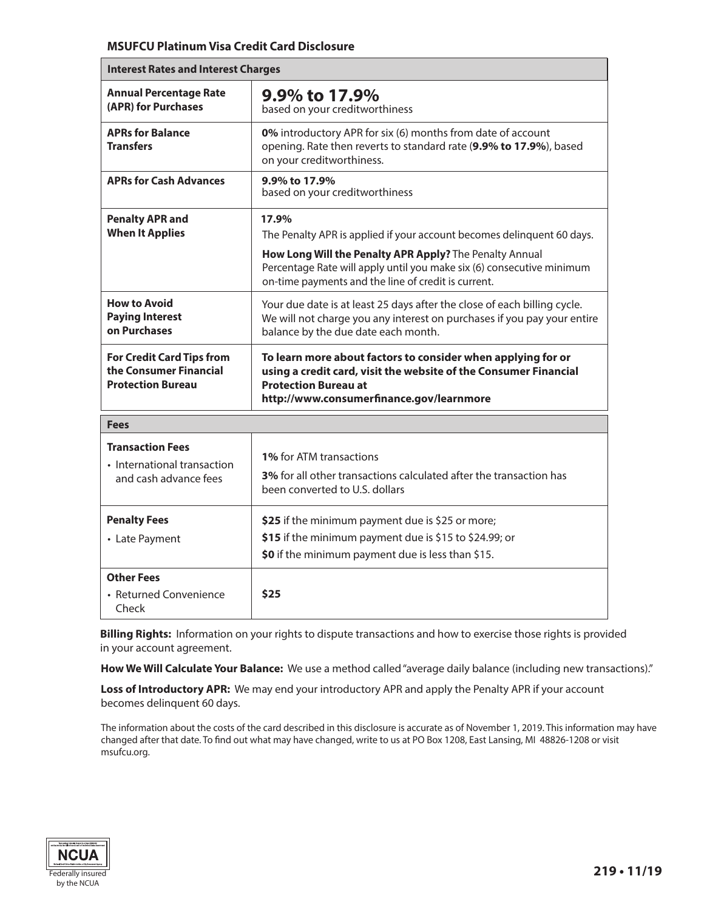**MSUFCU Platinum Visa Credit Card Disclosure**

| **Interest Rates and Interest Charges** | |
|---|---|
| **Annual Percentage Rate (APR) for Purchases** | **9.9% to 17.9%** based on your creditworthiness |
| **APRs for Balance Transfers** | **0%** introductory APR for six (6) months from date of account opening. Rate then reverts to standard rate (**9.9% to 17.9%**), based on your creditworthiness. |
| **APRs for Cash Advances** | **9.9% to 17.9%** based on your creditworthiness |
| **Penalty APR and When It Applies** | **17.9%** The Penalty APR is applied if your account becomes delinquent 60 days. **How Long Will the Penalty APR Apply?** The Penalty Annual Percentage Rate will apply until you make six (6) consecutive minimum on-time payments and the line of credit is current. |
| **How to Avoid Paying Interest on Purchases** | Your due date is at least 25 days after the close of each billing cycle. We will not charge you any interest on purchases if you pay your entire balance by the due date each month. |
| **For Credit Card Tips from the Consumer Financial Protection Bureau** | **To learn more about factors to consider when applying for or using a credit card, visit the website of the Consumer Financial Protection Bureau at http://www.consumerfinance.gov/learnmore** |

| **Fees** | |
|---|---|
| **Transaction Fees** • International transaction and cash advance fees | **1%** for ATM transactions **3%** for all other transactions calculated after the transaction has been converted to U.S. dollars |
| **Penalty Fees** • Late Payment | **$25** if the minimum payment due is $25 or more; **$15** if the minimum payment due is $15 to $24.99; or **$0** if the minimum payment due is less than $15. |
| **Other Fees** • Returned Convenience Check | **$25** |

**Billing Rights:** Information on your rights to dispute transactions and how to exercise those rights is provided in your account agreement.

**How We Will Calculate Your Balance:** We use a method called "average daily balance (including new transactions)."

**Loss of Introductory APR:** We may end your introductory APR and apply the Penalty APR if your account becomes delinquent 60 days.

The information about the costs of the card described in this disclosure is accurate as of November 1, 2019. This information may have changed after that date. To find out what may have changed, write to us at PO Box 1208, East Lansing, MI 48826-1208 or visit msufcu.org.

NCUA

Federally insured by the NCUA

**219 • 11/19**